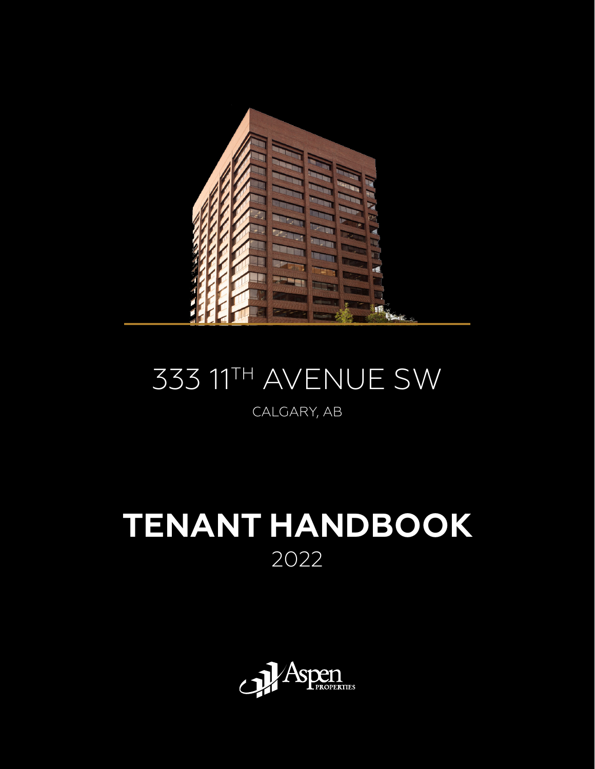# 333 11TH AVENUE SW

CALGARY, AB

# TENANT HANDBOOK

2022

Aspen PROPERTIES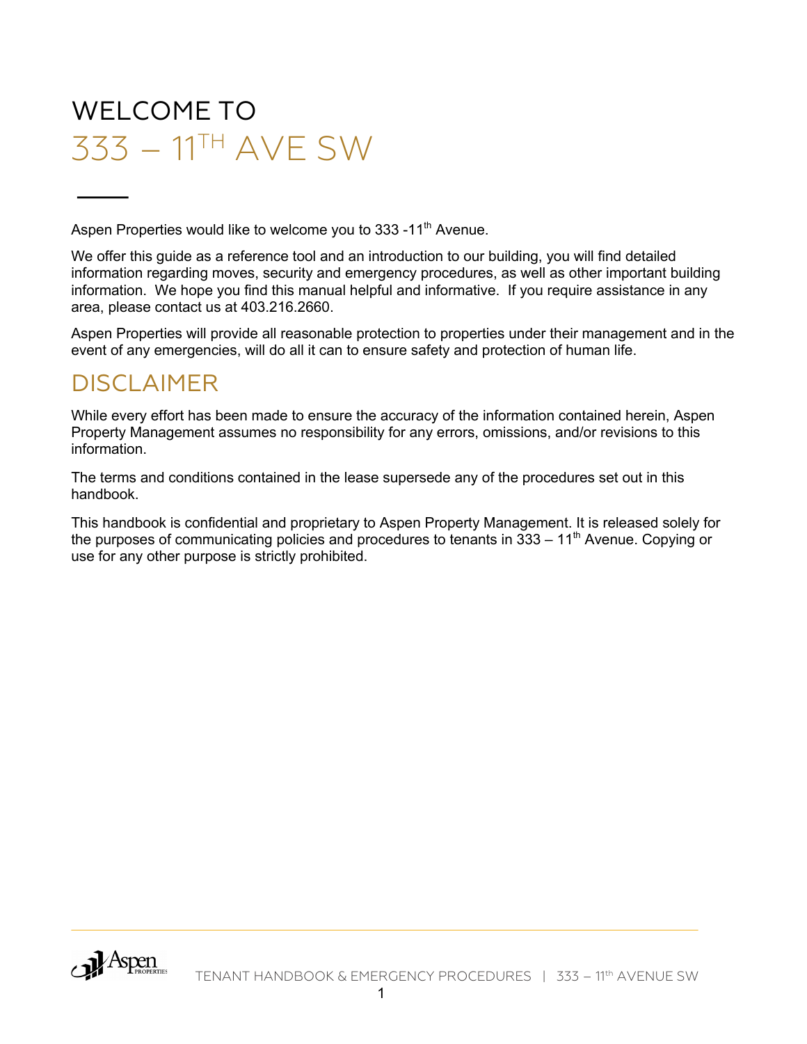# WELCOME TO 333 – 11TH AVE SW

Aspen Properties would like to welcome you to 333 -11th Avenue.

We offer this guide as a reference tool and an introduction to our building, you will find detailed information regarding moves, security and emergency procedures, as well as other important building information. We hope you find this manual helpful and informative. If you require assistance in any area, please contact us at 403.216.2660.

Aspen Properties will provide all reasonable protection to properties under their management and in the event of any emergencies, will do all it can to ensure safety and protection of human life.

## DISCLAIMER

While every effort has been made to ensure the accuracy of the information contained herein, Aspen Property Management assumes no responsibility for any errors, omissions, and/or revisions to this information.

The terms and conditions contained in the lease supersede any of the procedures set out in this handbook.

This handbook is confidential and proprietary to Aspen Property Management. It is released solely for the purposes of communicating policies and procedures to tenants in 333 – 11th Avenue. Copying or use for any other purpose is strictly prohibited.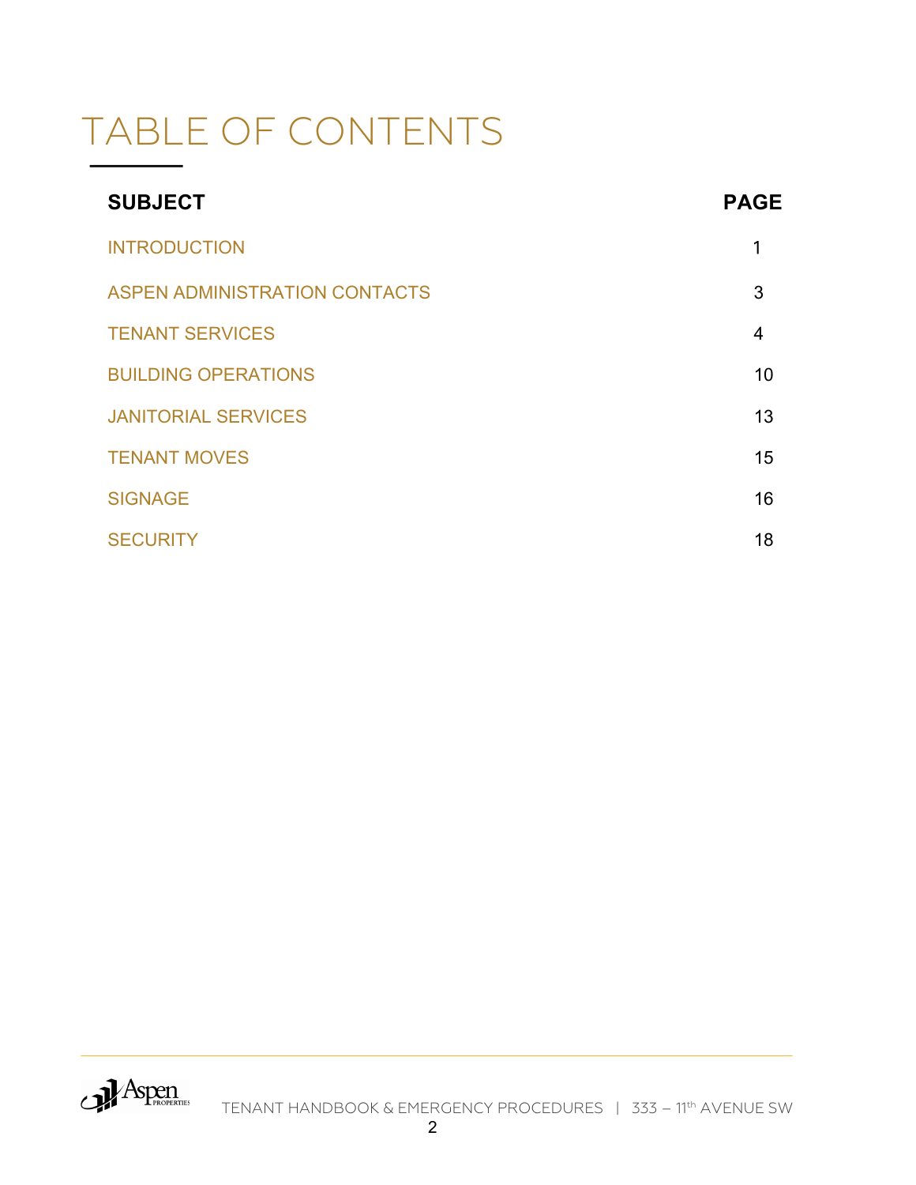# TABLE OF CONTENTS

| SUBJECT | PAGE |
| --- | --- |
| INTRODUCTION | 1 |
| ASPEN ADMINISTRATION CONTACTS | 3 |
| TENANT SERVICES | 4 |
| BUILDING OPERATIONS | 10 |
| JANITORIAL SERVICES | 13 |
| TENANT MOVES | 15 |
| SIGNAGE | 16 |
| SECURITY | 18 |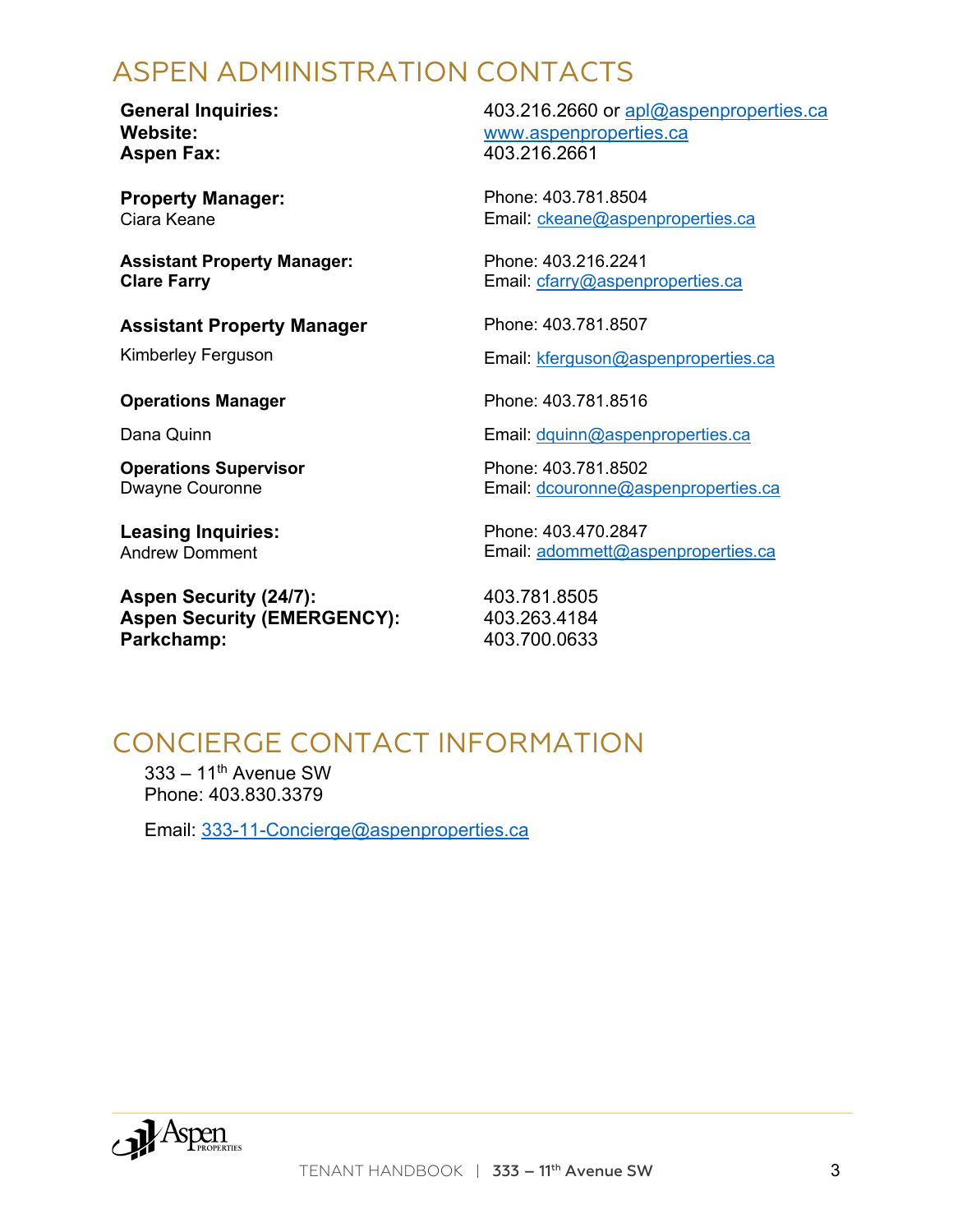## ASPEN ADMINISTRATION CONTACTS

**General Inquiries:** 403.216.2660 or apl@aspenproperties.ca
**Website:** www.aspenproperties.ca
**Aspen Fax:** 403.216.2661

**Property Manager:**
Ciara Keane
Phone: 403.781.8504
Email: ckeane@aspenproperties.ca

**Assistant Property Manager:**
**Clare Farry**
Phone: 403.216.2241
Email: cfarry@aspenproperties.ca

**Assistant Property Manager**
Kimberley Ferguson
Phone: 403.781.8507
Email: kferguson@aspenproperties.ca

**Operations Manager**
Dana Quinn
Phone: 403.781.8516
Email: dquinn@aspenproperties.ca

**Operations Supervisor**
Dwayne Couronne
Phone: 403.781.8502
Email: dcouronne@aspenproperties.ca

**Leasing Inquiries:**
Andrew Domment
Phone: 403.470.2847
Email: adommett@aspenproperties.ca

**Aspen Security (24/7):** 403.781.8505
**Aspen Security (EMERGENCY):** 403.263.4184
**Parkchamp:** 403.700.0633

## CONCIERGE CONTACT INFORMATION

333 – 11th Avenue SW
Phone: 403.830.3379

Email: 333-11-Concierge@aspenproperties.ca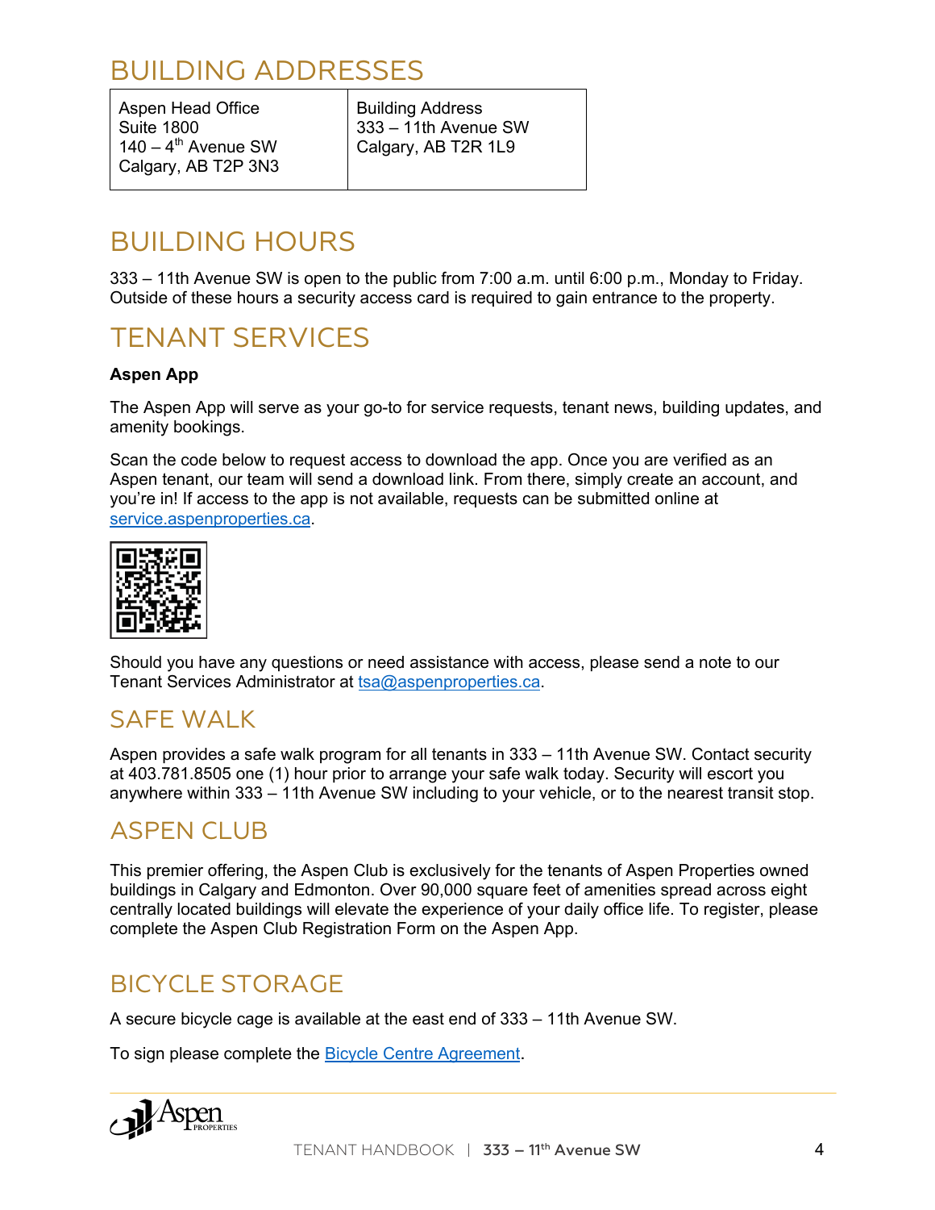# BUILDING ADDRESSES

| Aspen Head Office<br>Suite 1800<br>140 – 4th Avenue SW<br>Calgary, AB T2P 3N3 | Building Address<br>333 – 11th Avenue SW<br>Calgary, AB T2R 1L9 |
|---|---|

# BUILDING HOURS

333 – 11th Avenue SW is open to the public from 7:00 a.m. until 6:00 p.m., Monday to Friday. Outside of these hours a security access card is required to gain entrance to the property.

# TENANT SERVICES

**Aspen App**

The Aspen App will serve as your go-to for service requests, tenant news, building updates, and amenity bookings.

Scan the code below to request access to download the app. Once you are verified as an Aspen tenant, our team will send a download link. From there, simply create an account, and you're in! If access to the app is not available, requests can be submitted online at service.aspenproperties.ca.

Should you have any questions or need assistance with access, please send a note to our Tenant Services Administrator at tsa@aspenproperties.ca.

## SAFE WALK

Aspen provides a safe walk program for all tenants in 333 – 11th Avenue SW. Contact security at 403.781.8505 one (1) hour prior to arrange your safe walk today. Security will escort you anywhere within 333 – 11th Avenue SW including to your vehicle, or to the nearest transit stop.

## ASPEN CLUB

This premier offering, the Aspen Club is exclusively for the tenants of Aspen Properties owned buildings in Calgary and Edmonton. Over 90,000 square feet of amenities spread across eight centrally located buildings will elevate the experience of your daily office life. To register, please complete the Aspen Club Registration Form on the Aspen App.

## BICYCLE STORAGE

A secure bicycle cage is available at the east end of 333 – 11th Avenue SW.

To sign please complete the Bicycle Centre Agreement.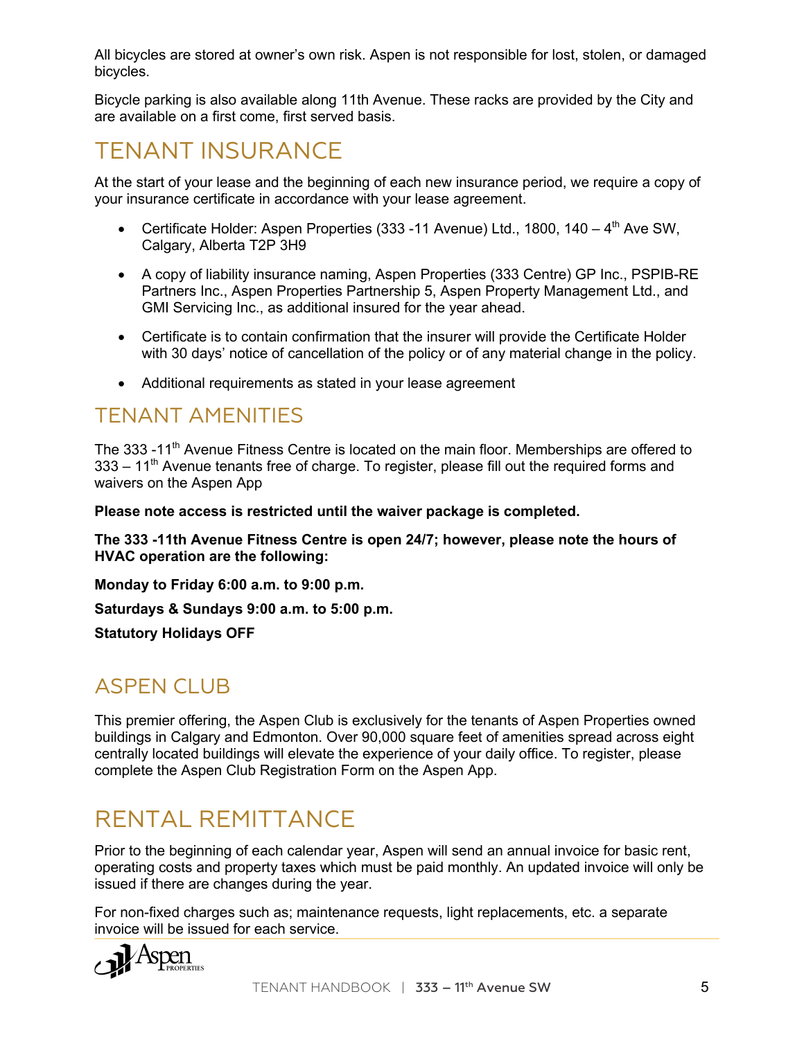All bicycles are stored at owner's own risk. Aspen is not responsible for lost, stolen, or damaged bicycles.

Bicycle parking is also available along 11th Avenue. These racks are provided by the City and are available on a first come, first served basis.

# TENANT INSURANCE

At the start of your lease and the beginning of each new insurance period, we require a copy of your insurance certificate in accordance with your lease agreement.

- Certificate Holder: Aspen Properties (333 -11 Avenue) Ltd., 1800, 140 – 4th Ave SW, Calgary, Alberta T2P 3H9
- A copy of liability insurance naming, Aspen Properties (333 Centre) GP Inc., PSPIB-RE Partners Inc., Aspen Properties Partnership 5, Aspen Property Management Ltd., and GMI Servicing Inc., as additional insured for the year ahead.
- Certificate is to contain confirmation that the insurer will provide the Certificate Holder with 30 days' notice of cancellation of the policy or of any material change in the policy.
- Additional requirements as stated in your lease agreement

# TENANT AMENITIES

The 333 -11th Avenue Fitness Centre is located on the main floor. Memberships are offered to 333 – 11th Avenue tenants free of charge. To register, please fill out the required forms and waivers on the Aspen App

**Please note access is restricted until the waiver package is completed.**

**The 333 -11th Avenue Fitness Centre is open 24/7; however, please note the hours of HVAC operation are the following:**

**Monday to Friday 6:00 a.m. to 9:00 p.m.**

**Saturdays & Sundays 9:00 a.m. to 5:00 p.m.**

**Statutory Holidays OFF**

# ASPEN CLUB

This premier offering, the Aspen Club is exclusively for the tenants of Aspen Properties owned buildings in Calgary and Edmonton. Over 90,000 square feet of amenities spread across eight centrally located buildings will elevate the experience of your daily office. To register, please complete the Aspen Club Registration Form on the Aspen App.

# RENTAL REMITTANCE

Prior to the beginning of each calendar year, Aspen will send an annual invoice for basic rent, operating costs and property taxes which must be paid monthly. An updated invoice will only be issued if there are changes during the year.

For non-fixed charges such as; maintenance requests, light replacements, etc. a separate invoice will be issued for each service.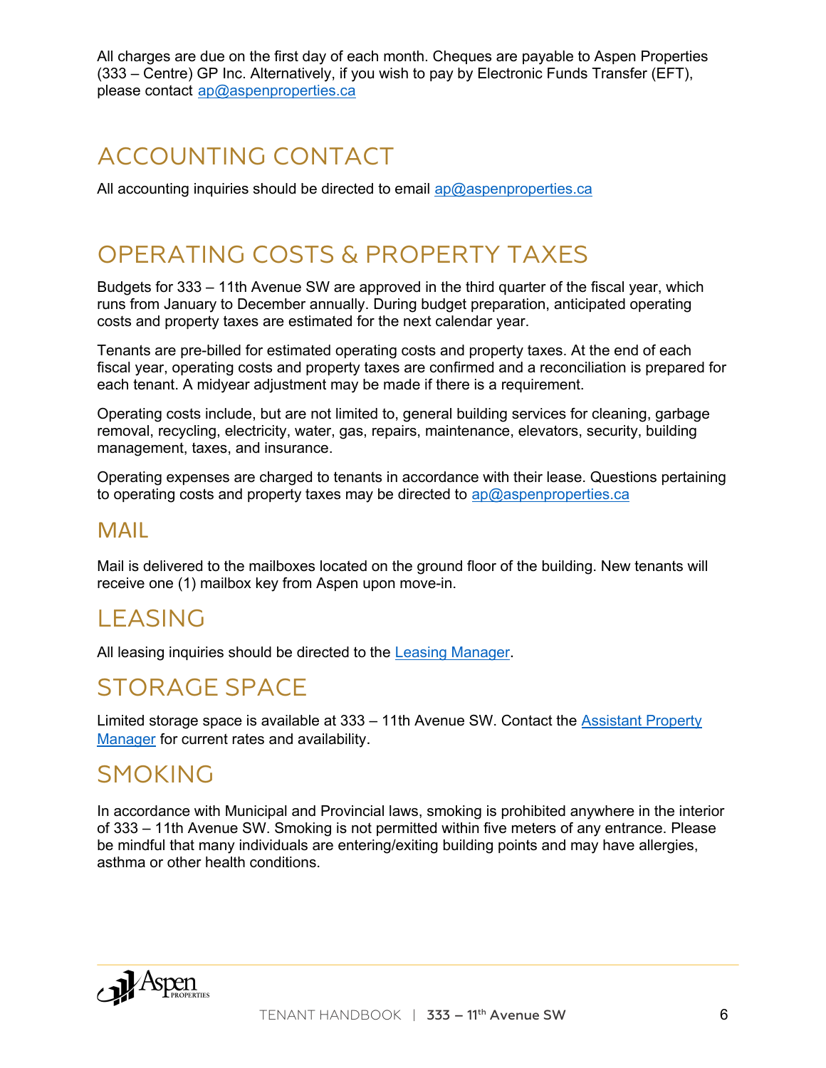All charges are due on the first day of each month. Cheques are payable to Aspen Properties (333 – Centre) GP Inc. Alternatively, if you wish to pay by Electronic Funds Transfer (EFT), please contact ap@aspenproperties.ca

# ACCOUNTING CONTACT

All accounting inquiries should be directed to email ap@aspenproperties.ca

# OPERATING COSTS & PROPERTY TAXES

Budgets for 333 – 11th Avenue SW are approved in the third quarter of the fiscal year, which runs from January to December annually. During budget preparation, anticipated operating costs and property taxes are estimated for the next calendar year.

Tenants are pre-billed for estimated operating costs and property taxes. At the end of each fiscal year, operating costs and property taxes are confirmed and a reconciliation is prepared for each tenant. A midyear adjustment may be made if there is a requirement.

Operating costs include, but are not limited to, general building services for cleaning, garbage removal, recycling, electricity, water, gas, repairs, maintenance, elevators, security, building management, taxes, and insurance.

Operating expenses are charged to tenants in accordance with their lease. Questions pertaining to operating costs and property taxes may be directed to ap@aspenproperties.ca

## MAIL

Mail is delivered to the mailboxes located on the ground floor of the building. New tenants will receive one (1) mailbox key from Aspen upon move-in.

# LEASING

All leasing inquiries should be directed to the Leasing Manager.

# STORAGE SPACE

Limited storage space is available at 333 – 11th Avenue SW. Contact the Assistant Property Manager for current rates and availability.

# SMOKING

In accordance with Municipal and Provincial laws, smoking is prohibited anywhere in the interior of 333 – 11th Avenue SW. Smoking is not permitted within five meters of any entrance. Please be mindful that many individuals are entering/exiting building points and may have allergies, asthma or other health conditions.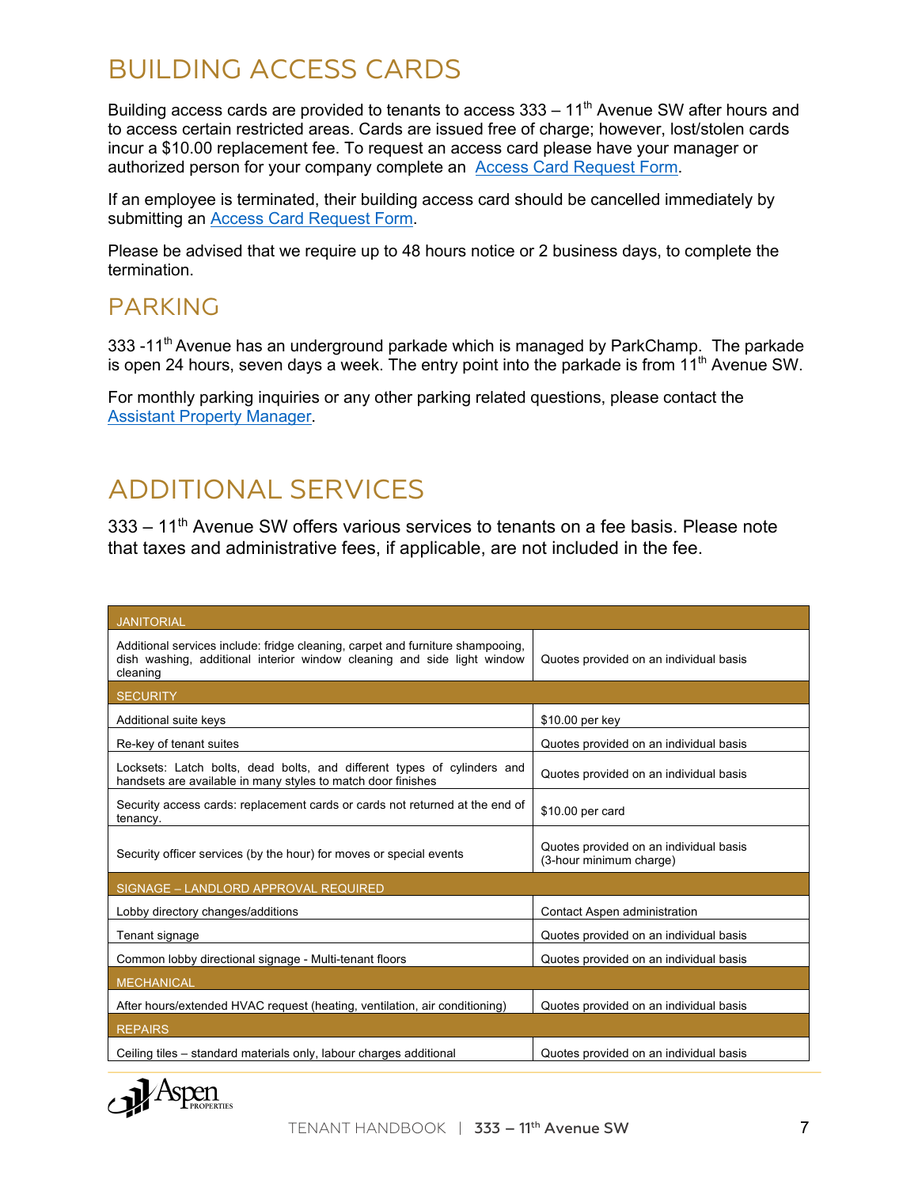# BUILDING ACCESS CARDS

Building access cards are provided to tenants to access 333 – 11th Avenue SW after hours and to access certain restricted areas. Cards are issued free of charge; however, lost/stolen cards incur a $10.00 replacement fee. To request an access card please have your manager or authorized person for your company complete an Access Card Request Form.

If an employee is terminated, their building access card should be cancelled immediately by submitting an Access Card Request Form.

Please be advised that we require up to 48 hours notice or 2 business days, to complete the termination.

## PARKING

333 -11th Avenue has an underground parkade which is managed by ParkChamp. The parkade is open 24 hours, seven days a week. The entry point into the parkade is from 11th Avenue SW.

For monthly parking inquiries or any other parking related questions, please contact the Assistant Property Manager.

# ADDITIONAL SERVICES

333 – 11th Avenue SW offers various services to tenants on a fee basis. Please note that taxes and administrative fees, if applicable, are not included in the fee.

| JANITORIAL | |
|---|---|
| Additional services include: fridge cleaning, carpet and furniture shampooing, dish washing, additional interior window cleaning and side light window cleaning | Quotes provided on an individual basis |
| **SECURITY** | |
| Additional suite keys | $10.00 per key |
| Re-key of tenant suites | Quotes provided on an individual basis |
| Locksets: Latch bolts, dead bolts, and different types of cylinders and handsets are available in many styles to match door finishes | Quotes provided on an individual basis |
| Security access cards: replacement cards or cards not returned at the end of tenancy. | $10.00 per card |
| Security officer services (by the hour) for moves or special events | Quotes provided on an individual basis (3-hour minimum charge) |
| **SIGNAGE – LANDLORD APPROVAL REQUIRED** | |
| Lobby directory changes/additions | Contact Aspen administration |
| Tenant signage | Quotes provided on an individual basis |
| Common lobby directional signage - Multi-tenant floors | Quotes provided on an individual basis |
| **MECHANICAL** | |
| After hours/extended HVAC request (heating, ventilation, air conditioning) | Quotes provided on an individual basis |
| **REPAIRS** | |
| Ceiling tiles – standard materials only, labour charges additional | Quotes provided on an individual basis |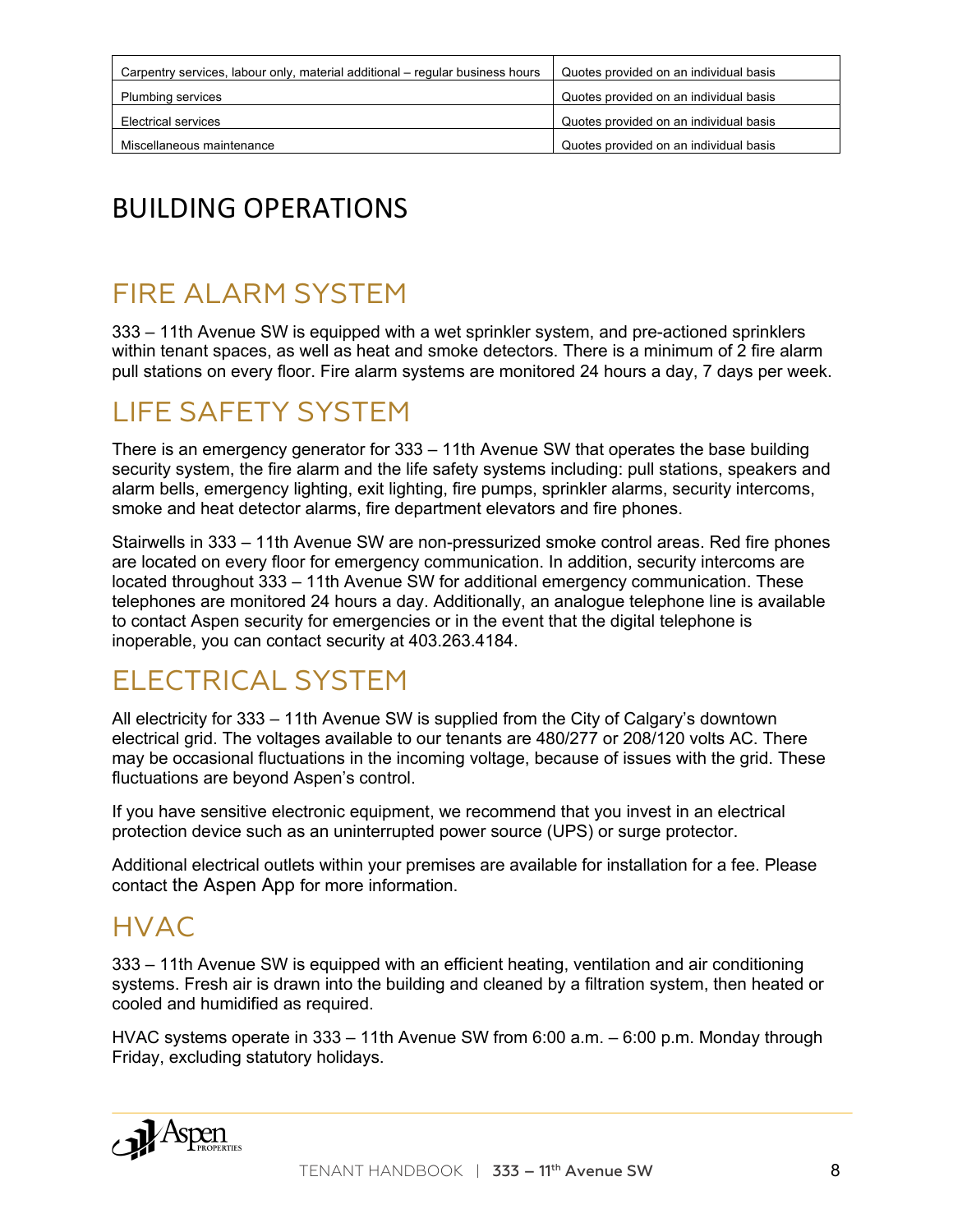| Carpentry services, labour only, material additional – regular business hours | Quotes provided on an individual basis |
| --- | --- |
| Plumbing services | Quotes provided on an individual basis |
| Electrical services | Quotes provided on an individual basis |
| Miscellaneous maintenance | Quotes provided on an individual basis |

# BUILDING OPERATIONS

## FIRE ALARM SYSTEM

333 – 11th Avenue SW is equipped with a wet sprinkler system, and pre-actioned sprinklers within tenant spaces, as well as heat and smoke detectors. There is a minimum of 2 fire alarm pull stations on every floor. Fire alarm systems are monitored 24 hours a day, 7 days per week.

## LIFE SAFETY SYSTEM

There is an emergency generator for 333 – 11th Avenue SW that operates the base building security system, the fire alarm and the life safety systems including: pull stations, speakers and alarm bells, emergency lighting, exit lighting, fire pumps, sprinkler alarms, security intercoms, smoke and heat detector alarms, fire department elevators and fire phones.

Stairwells in 333 – 11th Avenue SW are non-pressurized smoke control areas. Red fire phones are located on every floor for emergency communication. In addition, security intercoms are located throughout 333 – 11th Avenue SW for additional emergency communication. These telephones are monitored 24 hours a day. Additionally, an analogue telephone line is available to contact Aspen security for emergencies or in the event that the digital telephone is inoperable, you can contact security at 403.263.4184.

## ELECTRICAL SYSTEM

All electricity for 333 – 11th Avenue SW is supplied from the City of Calgary's downtown electrical grid. The voltages available to our tenants are 480/277 or 208/120 volts AC. There may be occasional fluctuations in the incoming voltage, because of issues with the grid. These fluctuations are beyond Aspen's control.

If you have sensitive electronic equipment, we recommend that you invest in an electrical protection device such as an uninterrupted power source (UPS) or surge protector.

Additional electrical outlets within your premises are available for installation for a fee. Please contact the Aspen App for more information.

## HVAC

333 – 11th Avenue SW is equipped with an efficient heating, ventilation and air conditioning systems. Fresh air is drawn into the building and cleaned by a filtration system, then heated or cooled and humidified as required.

HVAC systems operate in 333 – 11th Avenue SW from 6:00 a.m. – 6:00 p.m. Monday through Friday, excluding statutory holidays.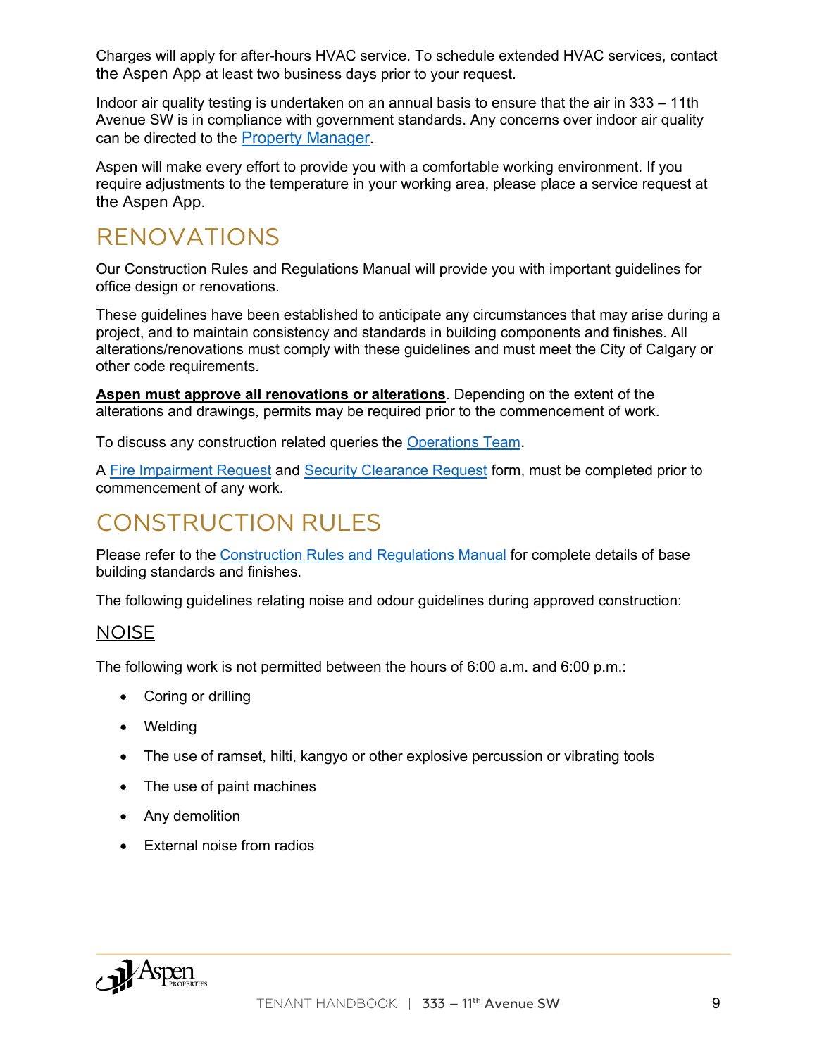Charges will apply for after-hours HVAC service. To schedule extended HVAC services, contact the Aspen App at least two business days prior to your request.

Indoor air quality testing is undertaken on an annual basis to ensure that the air in 333 – 11th Avenue SW is in compliance with government standards. Any concerns over indoor air quality can be directed to the Property Manager.

Aspen will make every effort to provide you with a comfortable working environment. If you require adjustments to the temperature in your working area, please place a service request at the Aspen App.

# RENOVATIONS

Our Construction Rules and Regulations Manual will provide you with important guidelines for office design or renovations.

These guidelines have been established to anticipate any circumstances that may arise during a project, and to maintain consistency and standards in building components and finishes. All alterations/renovations must comply with these guidelines and must meet the City of Calgary or other code requirements.

**Aspen must approve all renovations or alterations**. Depending on the extent of the alterations and drawings, permits may be required prior to the commencement of work.

To discuss any construction related queries the Operations Team.

A Fire Impairment Request and Security Clearance Request form, must be completed prior to commencement of any work.

# CONSTRUCTION RULES

Please refer to the Construction Rules and Regulations Manual for complete details of base building standards and finishes.

The following guidelines relating noise and odour guidelines during approved construction:

## NOISE

The following work is not permitted between the hours of 6:00 a.m. and 6:00 p.m.:

- Coring or drilling
- Welding
- The use of ramset, hilti, kangyo or other explosive percussion or vibrating tools
- The use of paint machines
- Any demolition
- External noise from radios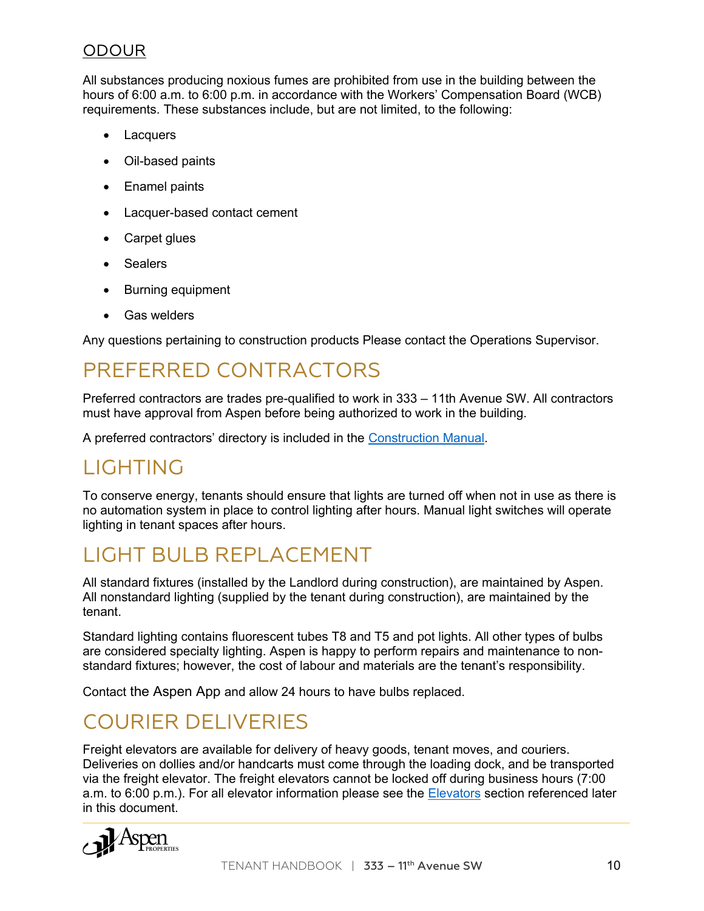## ODOUR

All substances producing noxious fumes are prohibited from use in the building between the hours of 6:00 a.m. to 6:00 p.m. in accordance with the Workers' Compensation Board (WCB) requirements. These substances include, but are not limited, to the following:

- Lacquers
- Oil-based paints
- Enamel paints
- Lacquer-based contact cement
- Carpet glues
- Sealers
- Burning equipment
- Gas welders

Any questions pertaining to construction products Please contact the Operations Supervisor.

# PREFERRED CONTRACTORS

Preferred contractors are trades pre-qualified to work in 333 – 11th Avenue SW. All contractors must have approval from Aspen before being authorized to work in the building.

A preferred contractors' directory is included in the Construction Manual.

# LIGHTING

To conserve energy, tenants should ensure that lights are turned off when not in use as there is no automation system in place to control lighting after hours. Manual light switches will operate lighting in tenant spaces after hours.

# LIGHT BULB REPLACEMENT

All standard fixtures (installed by the Landlord during construction), are maintained by Aspen. All nonstandard lighting (supplied by the tenant during construction), are maintained by the tenant.

Standard lighting contains fluorescent tubes T8 and T5 and pot lights. All other types of bulbs are considered specialty lighting. Aspen is happy to perform repairs and maintenance to non-standard fixtures; however, the cost of labour and materials are the tenant's responsibility.

Contact the Aspen App and allow 24 hours to have bulbs replaced.

# COURIER DELIVERIES

Freight elevators are available for delivery of heavy goods, tenant moves, and couriers. Deliveries on dollies and/or handcarts must come through the loading dock, and be transported via the freight elevator. The freight elevators cannot be locked off during business hours (7:00 a.m. to 6:00 p.m.). For all elevator information please see the Elevators section referenced later in this document.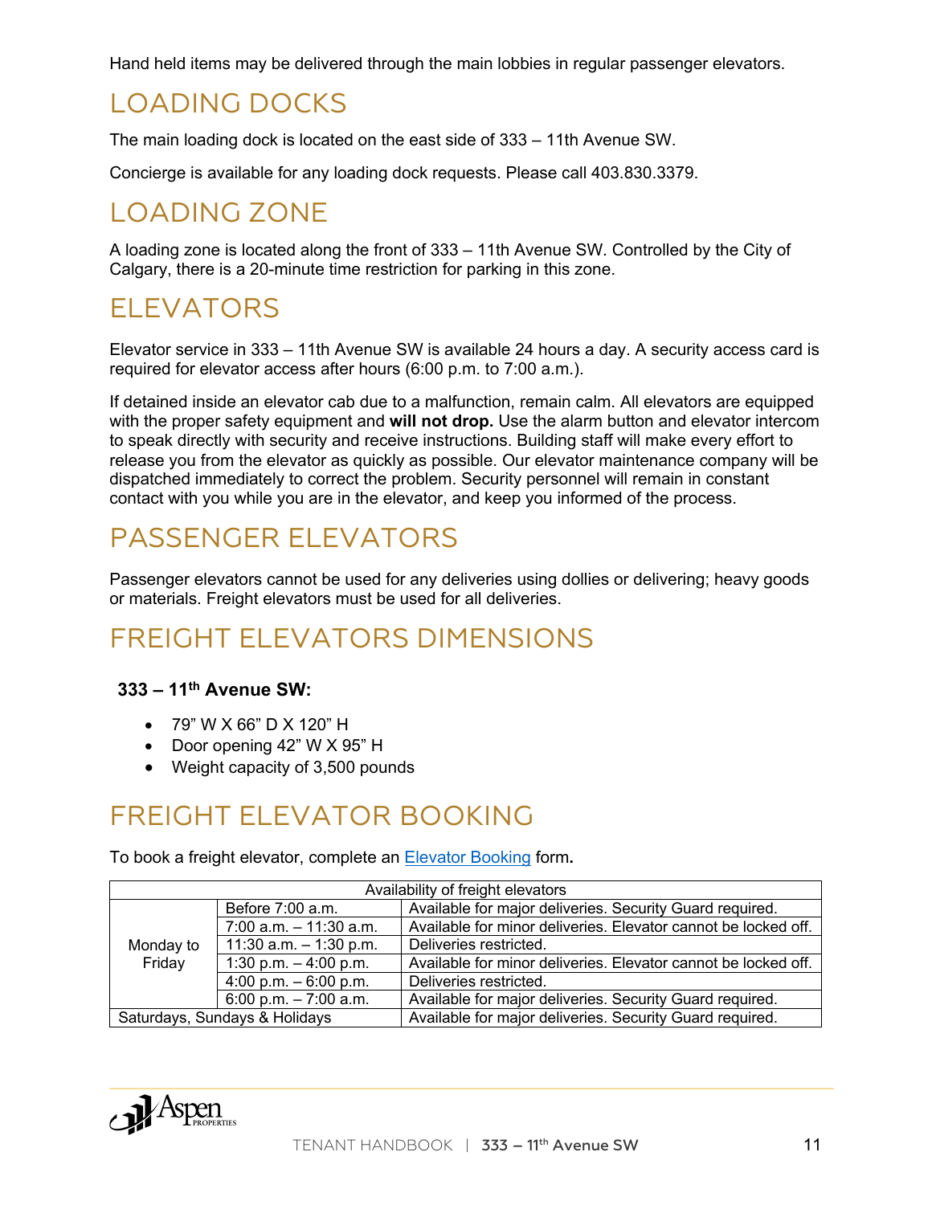Hand held items may be delivered through the main lobbies in regular passenger elevators.

## LOADING DOCKS

The main loading dock is located on the east side of 333 – 11th Avenue SW.

Concierge is available for any loading dock requests. Please call 403.830.3379.

## LOADING ZONE

A loading zone is located along the front of 333 – 11th Avenue SW. Controlled by the City of Calgary, there is a 20-minute time restriction for parking in this zone.

## ELEVATORS

Elevator service in 333 – 11th Avenue SW is available 24 hours a day. A security access card is required for elevator access after hours (6:00 p.m. to 7:00 a.m.).

If detained inside an elevator cab due to a malfunction, remain calm. All elevators are equipped with the proper safety equipment and **will not drop.** Use the alarm button and elevator intercom to speak directly with security and receive instructions. Building staff will make every effort to release you from the elevator as quickly as possible. Our elevator maintenance company will be dispatched immediately to correct the problem. Security personnel will remain in constant contact with you while you are in the elevator, and keep you informed of the process.

## PASSENGER ELEVATORS

Passenger elevators cannot be used for any deliveries using dollies or delivering; heavy goods or materials. Freight elevators must be used for all deliveries.

## FREIGHT ELEVATORS DIMENSIONS

**333 – 11th Avenue SW:**

- 79" W X 66" D X 120" H
- Door opening 42" W X 95" H
- Weight capacity of 3,500 pounds

## FREIGHT ELEVATOR BOOKING

To book a freight elevator, complete an Elevator Booking form**.**

| Availability of freight elevators | | |
|---|---|---|
| Monday to Friday | Before 7:00 a.m. | Available for major deliveries. Security Guard required. |
| | 7:00 a.m. – 11:30 a.m. | Available for minor deliveries. Elevator cannot be locked off. |
| | 11:30 a.m. – 1:30 p.m. | Deliveries restricted. |
| | 1:30 p.m. – 4:00 p.m. | Available for minor deliveries. Elevator cannot be locked off. |
| | 4:00 p.m. – 6:00 p.m. | Deliveries restricted. |
| | 6:00 p.m. – 7:00 a.m. | Available for major deliveries. Security Guard required. |
| Saturdays, Sundays & Holidays | | Available for major deliveries. Security Guard required. |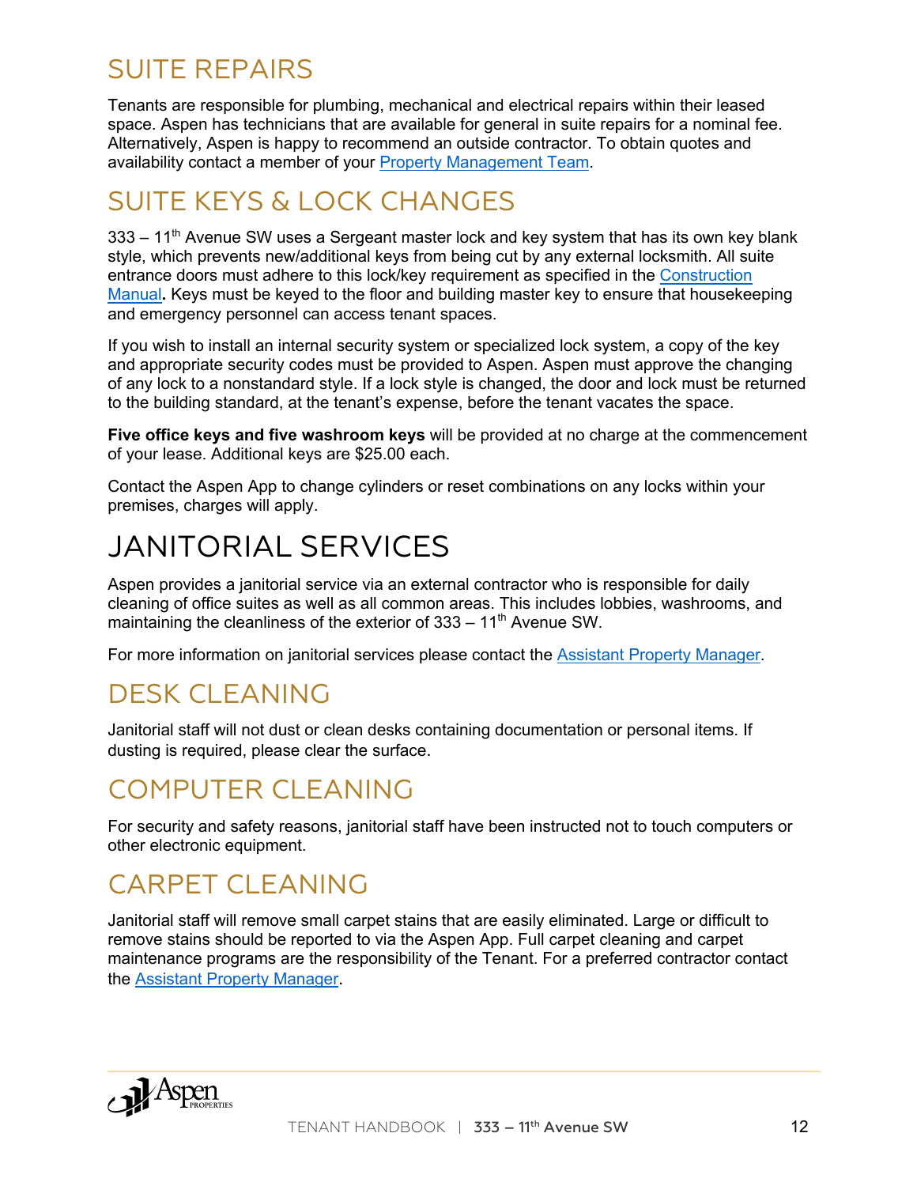## SUITE REPAIRS

Tenants are responsible for plumbing, mechanical and electrical repairs within their leased space. Aspen has technicians that are available for general in suite repairs for a nominal fee. Alternatively, Aspen is happy to recommend an outside contractor. To obtain quotes and availability contact a member of your Property Management Team.

## SUITE KEYS & LOCK CHANGES

333 – 11th Avenue SW uses a Sergeant master lock and key system that has its own key blank style, which prevents new/additional keys from being cut by any external locksmith. All suite entrance doors must adhere to this lock/key requirement as specified in the Construction Manual**.** Keys must be keyed to the floor and building master key to ensure that housekeeping and emergency personnel can access tenant spaces.

If you wish to install an internal security system or specialized lock system, a copy of the key and appropriate security codes must be provided to Aspen. Aspen must approve the changing of any lock to a nonstandard style. If a lock style is changed, the door and lock must be returned to the building standard, at the tenant's expense, before the tenant vacates the space.

**Five office keys and five washroom keys** will be provided at no charge at the commencement of your lease. Additional keys are $25.00 each.

Contact the Aspen App to change cylinders or reset combinations on any locks within your premises, charges will apply.

# JANITORIAL SERVICES

Aspen provides a janitorial service via an external contractor who is responsible for daily cleaning of office suites as well as all common areas. This includes lobbies, washrooms, and maintaining the cleanliness of the exterior of 333 – 11th Avenue SW.

For more information on janitorial services please contact the Assistant Property Manager.

## DESK CLEANING

Janitorial staff will not dust or clean desks containing documentation or personal items. If dusting is required, please clear the surface.

## COMPUTER CLEANING

For security and safety reasons, janitorial staff have been instructed not to touch computers or other electronic equipment.

## CARPET CLEANING

Janitorial staff will remove small carpet stains that are easily eliminated. Large or difficult to remove stains should be reported to via the Aspen App. Full carpet cleaning and carpet maintenance programs are the responsibility of the Tenant. For a preferred contractor contact the Assistant Property Manager.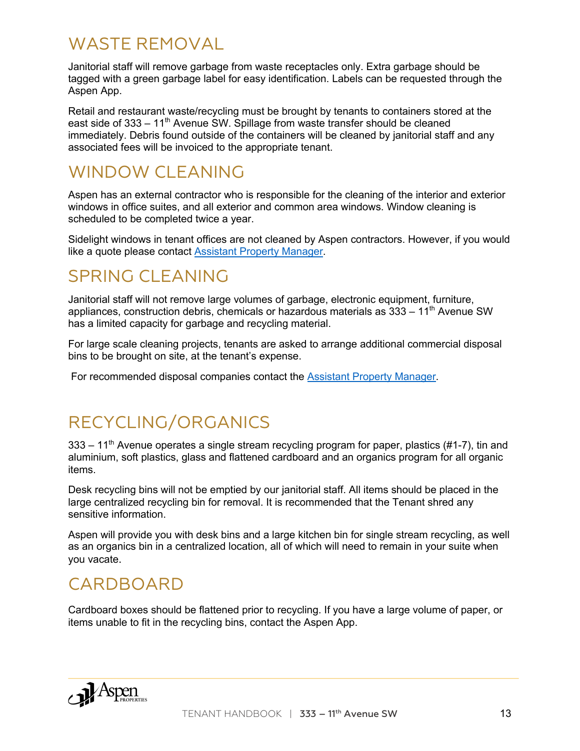## WASTE REMOVAL

Janitorial staff will remove garbage from waste receptacles only. Extra garbage should be tagged with a green garbage label for easy identification. Labels can be requested through the Aspen App.

Retail and restaurant waste/recycling must be brought by tenants to containers stored at the east side of 333 – 11th Avenue SW. Spillage from waste transfer should be cleaned immediately. Debris found outside of the containers will be cleaned by janitorial staff and any associated fees will be invoiced to the appropriate tenant.

## WINDOW CLEANING

Aspen has an external contractor who is responsible for the cleaning of the interior and exterior windows in office suites, and all exterior and common area windows. Window cleaning is scheduled to be completed twice a year.

Sidelight windows in tenant offices are not cleaned by Aspen contractors. However, if you would like a quote please contact Assistant Property Manager.

## SPRING CLEANING

Janitorial staff will not remove large volumes of garbage, electronic equipment, furniture, appliances, construction debris, chemicals or hazardous materials as 333 – 11th Avenue SW has a limited capacity for garbage and recycling material.

For large scale cleaning projects, tenants are asked to arrange additional commercial disposal bins to be brought on site, at the tenant's expense.

For recommended disposal companies contact the Assistant Property Manager.

## RECYCLING/ORGANICS

333 – 11th Avenue operates a single stream recycling program for paper, plastics (#1-7), tin and aluminium, soft plastics, glass and flattened cardboard and an organics program for all organic items.

Desk recycling bins will not be emptied by our janitorial staff. All items should be placed in the large centralized recycling bin for removal. It is recommended that the Tenant shred any sensitive information.

Aspen will provide you with desk bins and a large kitchen bin for single stream recycling, as well as an organics bin in a centralized location, all of which will need to remain in your suite when you vacate.

## CARDBOARD

Cardboard boxes should be flattened prior to recycling. If you have a large volume of paper, or items unable to fit in the recycling bins, contact the Aspen App.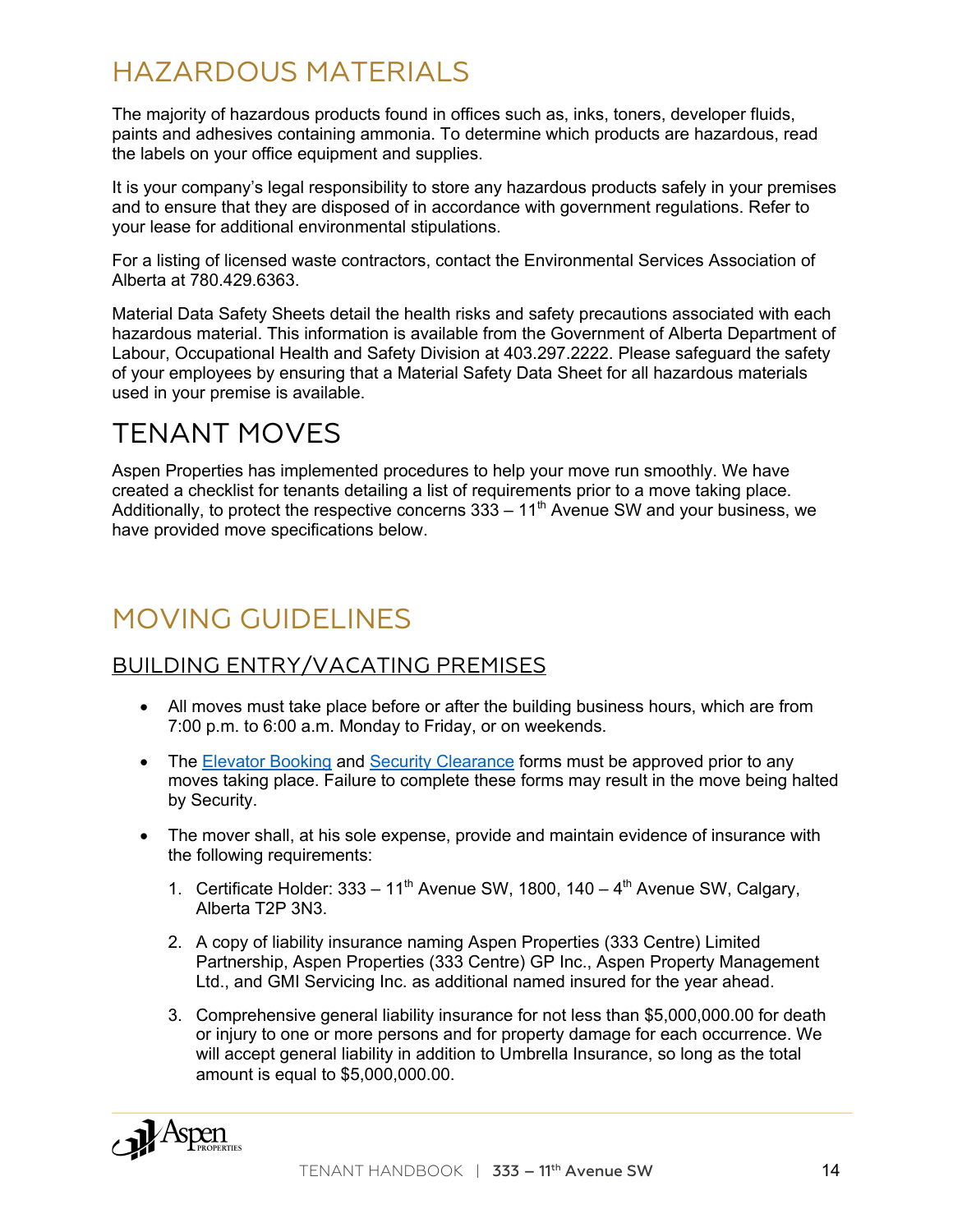# HAZARDOUS MATERIALS

The majority of hazardous products found in offices such as, inks, toners, developer fluids, paints and adhesives containing ammonia. To determine which products are hazardous, read the labels on your office equipment and supplies.

It is your company's legal responsibility to store any hazardous products safely in your premises and to ensure that they are disposed of in accordance with government regulations. Refer to your lease for additional environmental stipulations.

For a listing of licensed waste contractors, contact the Environmental Services Association of Alberta at 780.429.6363.

Material Data Safety Sheets detail the health risks and safety precautions associated with each hazardous material. This information is available from the Government of Alberta Department of Labour, Occupational Health and Safety Division at 403.297.2222. Please safeguard the safety of your employees by ensuring that a Material Safety Data Sheet for all hazardous materials used in your premise is available.

# TENANT MOVES

Aspen Properties has implemented procedures to help your move run smoothly. We have created a checklist for tenants detailing a list of requirements prior to a move taking place. Additionally, to protect the respective concerns 333 – 11th Avenue SW and your business, we have provided move specifications below.

# MOVING GUIDELINES

## BUILDING ENTRY/VACATING PREMISES

- All moves must take place before or after the building business hours, which are from 7:00 p.m. to 6:00 a.m. Monday to Friday, or on weekends.
- The Elevator Booking and Security Clearance forms must be approved prior to any moves taking place. Failure to complete these forms may result in the move being halted by Security.
- The mover shall, at his sole expense, provide and maintain evidence of insurance with the following requirements:
  1. Certificate Holder: 333 – 11th Avenue SW, 1800, 140 – 4th Avenue SW, Calgary, Alberta T2P 3N3.
  2. A copy of liability insurance naming Aspen Properties (333 Centre) Limited Partnership, Aspen Properties (333 Centre) GP Inc., Aspen Property Management Ltd., and GMI Servicing Inc. as additional named insured for the year ahead.
  3. Comprehensive general liability insurance for not less than $5,000,000.00 for death or injury to one or more persons and for property damage for each occurrence. We will accept general liability in addition to Umbrella Insurance, so long as the total amount is equal to $5,000,000.00.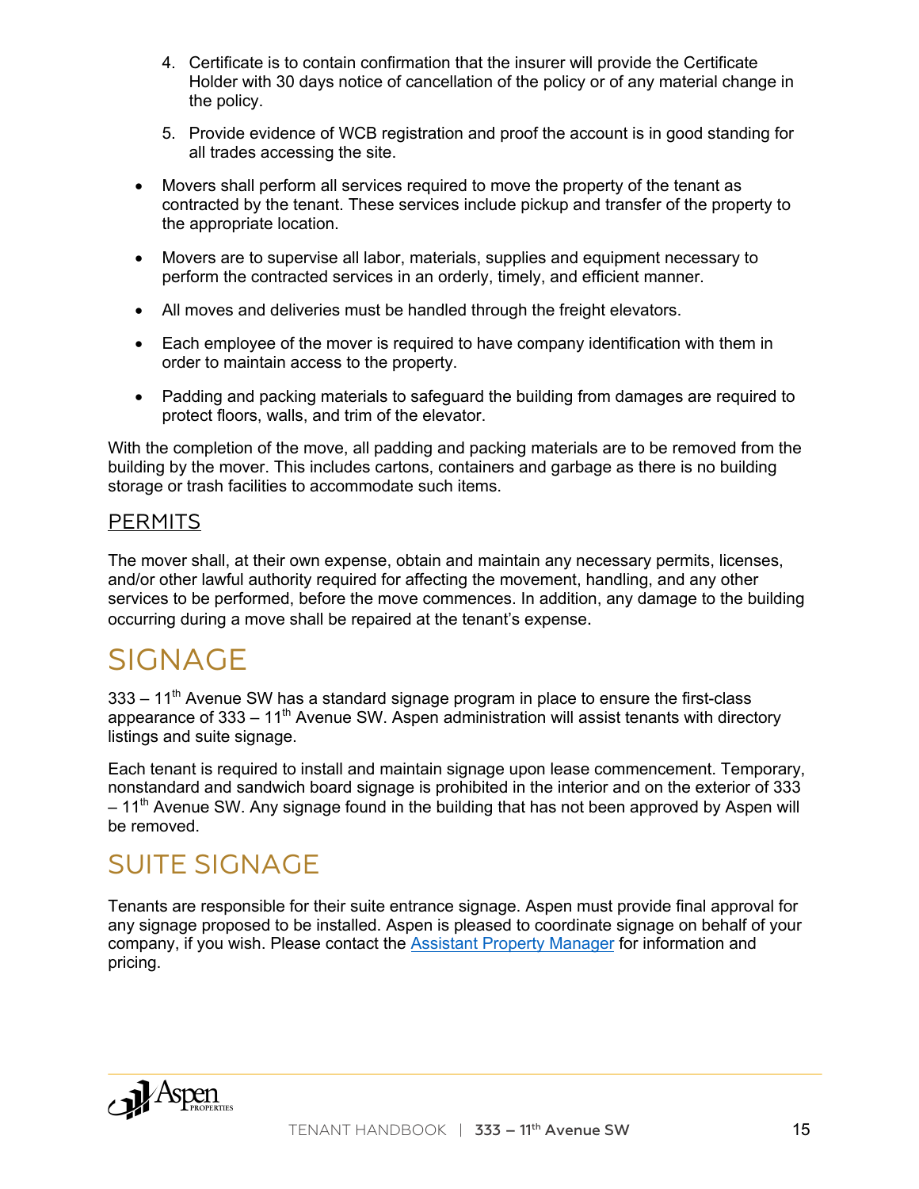4. Certificate is to contain confirmation that the insurer will provide the Certificate Holder with 30 days notice of cancellation of the policy or of any material change in the policy.

5. Provide evidence of WCB registration and proof the account is in good standing for all trades accessing the site.

- Movers shall perform all services required to move the property of the tenant as contracted by the tenant. These services include pickup and transfer of the property to the appropriate location.
- Movers are to supervise all labor, materials, supplies and equipment necessary to perform the contracted services in an orderly, timely, and efficient manner.
- All moves and deliveries must be handled through the freight elevators.
- Each employee of the mover is required to have company identification with them in order to maintain access to the property.
- Padding and packing materials to safeguard the building from damages are required to protect floors, walls, and trim of the elevator.

With the completion of the move, all padding and packing materials are to be removed from the building by the mover. This includes cartons, containers and garbage as there is no building storage or trash facilities to accommodate such items.

## PERMITS

The mover shall, at their own expense, obtain and maintain any necessary permits, licenses, and/or other lawful authority required for affecting the movement, handling, and any other services to be performed, before the move commences. In addition, any damage to the building occurring during a move shall be repaired at the tenant's expense.

# SIGNAGE

333 – 11th Avenue SW has a standard signage program in place to ensure the first-class appearance of 333 – 11th Avenue SW. Aspen administration will assist tenants with directory listings and suite signage.

Each tenant is required to install and maintain signage upon lease commencement. Temporary, nonstandard and sandwich board signage is prohibited in the interior and on the exterior of 333 – 11th Avenue SW. Any signage found in the building that has not been approved by Aspen will be removed.

# SUITE SIGNAGE

Tenants are responsible for their suite entrance signage. Aspen must provide final approval for any signage proposed to be installed. Aspen is pleased to coordinate signage on behalf of your company, if you wish. Please contact the Assistant Property Manager for information and pricing.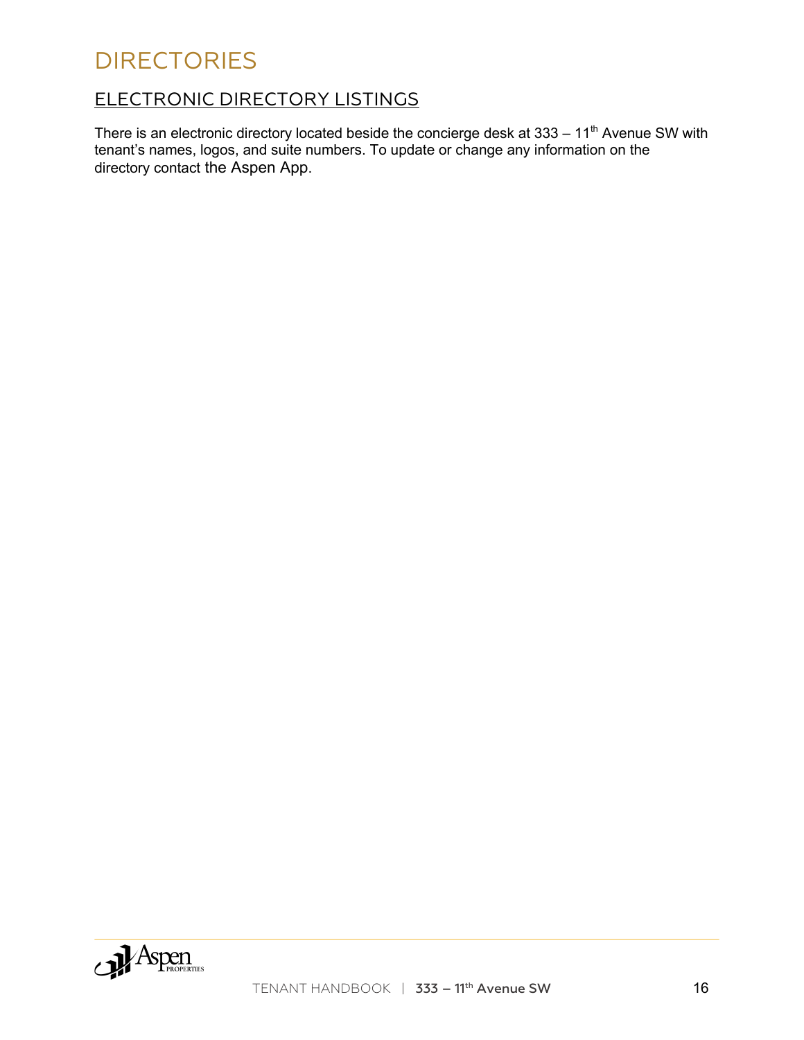# DIRECTORIES

## ELECTRONIC DIRECTORY LISTINGS

There is an electronic directory located beside the concierge desk at 333 – 11th Avenue SW with tenant's names, logos, and suite numbers. To update or change any information on the directory contact the Aspen App.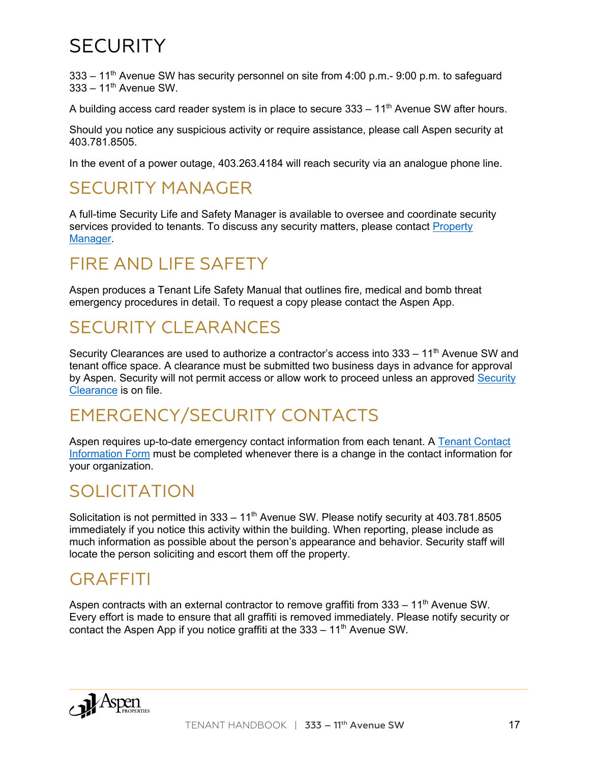# SECURITY

333 – 11th Avenue SW has security personnel on site from 4:00 p.m.- 9:00 p.m. to safeguard 333 – 11th Avenue SW.

A building access card reader system is in place to secure 333 – 11th Avenue SW after hours.

Should you notice any suspicious activity or require assistance, please call Aspen security at 403.781.8505.

In the event of a power outage, 403.263.4184 will reach security via an analogue phone line.

## SECURITY MANAGER

A full-time Security Life and Safety Manager is available to oversee and coordinate security services provided to tenants. To discuss any security matters, please contact Property Manager.

## FIRE AND LIFE SAFETY

Aspen produces a Tenant Life Safety Manual that outlines fire, medical and bomb threat emergency procedures in detail. To request a copy please contact the Aspen App.

## SECURITY CLEARANCES

Security Clearances are used to authorize a contractor's access into 333 – 11th Avenue SW and tenant office space. A clearance must be submitted two business days in advance for approval by Aspen. Security will not permit access or allow work to proceed unless an approved Security Clearance is on file.

## EMERGENCY/SECURITY CONTACTS

Aspen requires up-to-date emergency contact information from each tenant. A Tenant Contact Information Form must be completed whenever there is a change in the contact information for your organization.

## SOLICITATION

Solicitation is not permitted in 333 – 11th Avenue SW. Please notify security at 403.781.8505 immediately if you notice this activity within the building. When reporting, please include as much information as possible about the person's appearance and behavior. Security staff will locate the person soliciting and escort them off the property.

## GRAFFITI

Aspen contracts with an external contractor to remove graffiti from 333 – 11th Avenue SW. Every effort is made to ensure that all graffiti is removed immediately. Please notify security or contact the Aspen App if you notice graffiti at the 333 – 11th Avenue SW.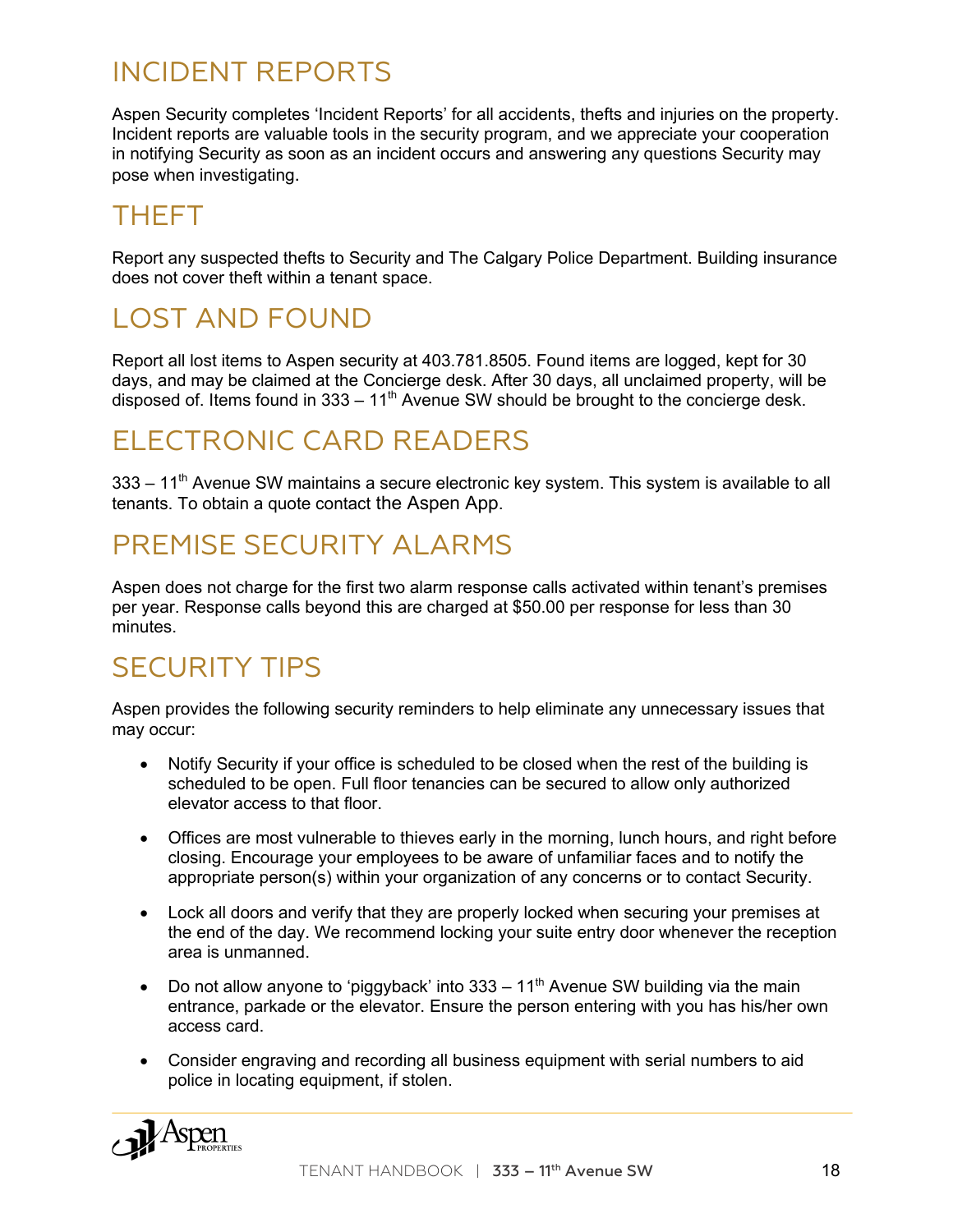# INCIDENT REPORTS

Aspen Security completes 'Incident Reports' for all accidents, thefts and injuries on the property. Incident reports are valuable tools in the security program, and we appreciate your cooperation in notifying Security as soon as an incident occurs and answering any questions Security may pose when investigating.

# THEFT

Report any suspected thefts to Security and The Calgary Police Department. Building insurance does not cover theft within a tenant space.

# LOST AND FOUND

Report all lost items to Aspen security at 403.781.8505. Found items are logged, kept for 30 days, and may be claimed at the Concierge desk. After 30 days, all unclaimed property, will be disposed of. Items found in 333 – 11th Avenue SW should be brought to the concierge desk.

# ELECTRONIC CARD READERS

333 – 11th Avenue SW maintains a secure electronic key system. This system is available to all tenants. To obtain a quote contact the Aspen App.

# PREMISE SECURITY ALARMS

Aspen does not charge for the first two alarm response calls activated within tenant's premises per year. Response calls beyond this are charged at $50.00 per response for less than 30 minutes.

# SECURITY TIPS

Aspen provides the following security reminders to help eliminate any unnecessary issues that may occur:

- Notify Security if your office is scheduled to be closed when the rest of the building is scheduled to be open. Full floor tenancies can be secured to allow only authorized elevator access to that floor.
- Offices are most vulnerable to thieves early in the morning, lunch hours, and right before closing. Encourage your employees to be aware of unfamiliar faces and to notify the appropriate person(s) within your organization of any concerns or to contact Security.
- Lock all doors and verify that they are properly locked when securing your premises at the end of the day. We recommend locking your suite entry door whenever the reception area is unmanned.
- Do not allow anyone to 'piggyback' into 333 – 11th Avenue SW building via the main entrance, parkade or the elevator. Ensure the person entering with you has his/her own access card.
- Consider engraving and recording all business equipment with serial numbers to aid police in locating equipment, if stolen.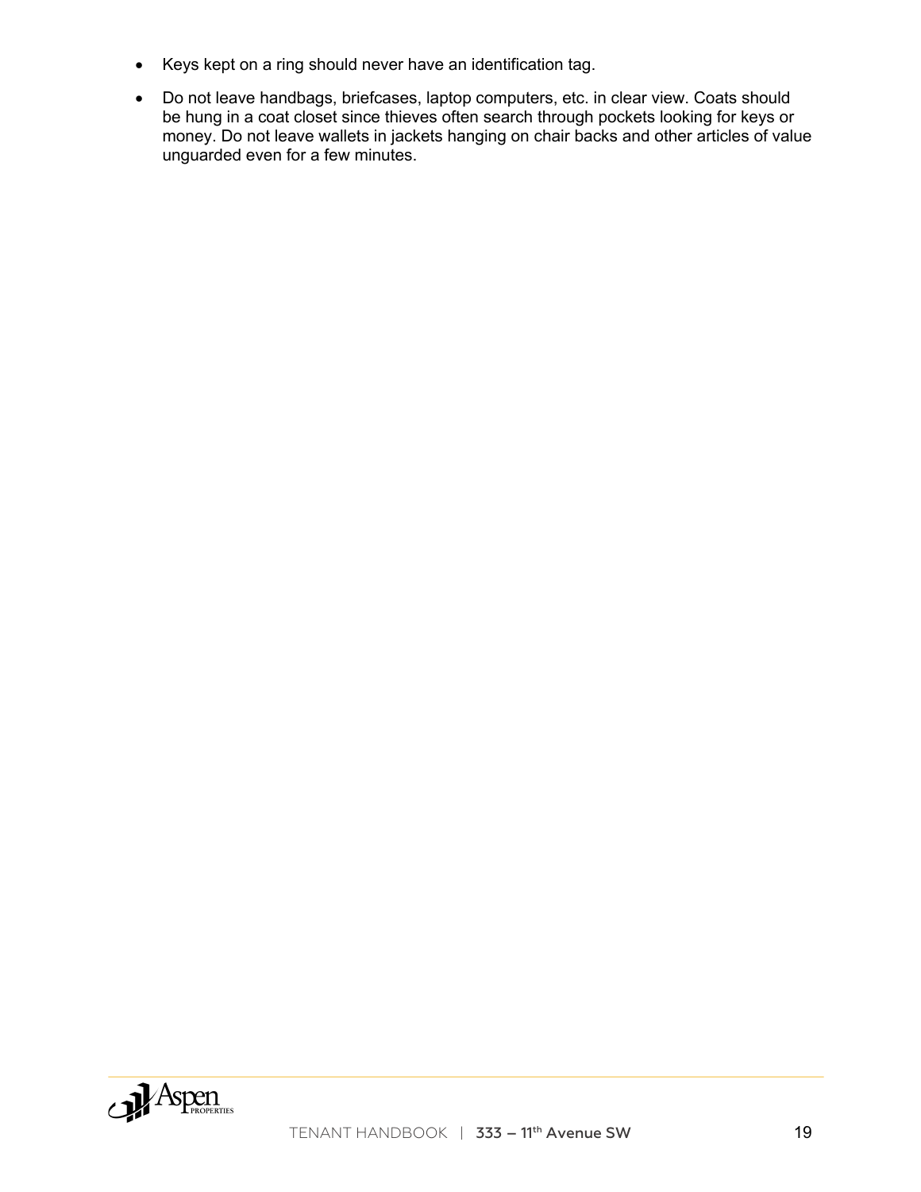- Keys kept on a ring should never have an identification tag.
- Do not leave handbags, briefcases, laptop computers, etc. in clear view. Coats should be hung in a coat closet since thieves often search through pockets looking for keys or money. Do not leave wallets in jackets hanging on chair backs and other articles of value unguarded even for a few minutes.